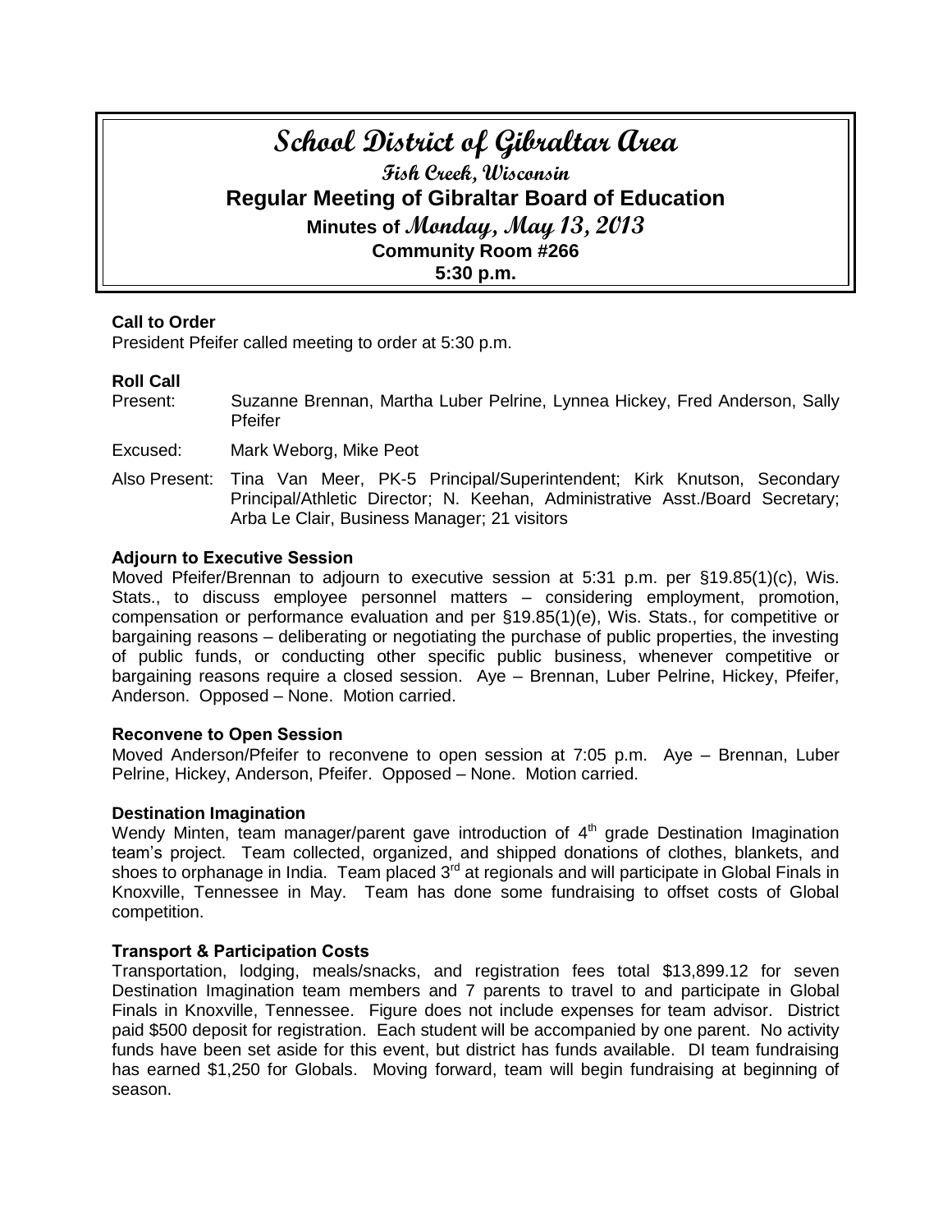# School District of Gibraltar Area

## Fish Creek, Wisconsin

## Regular Meeting of Gibraltar Board of Education

### Minutes of Monday, May 13, 2013

### Community Room #266

### 5:30 p.m.

**Call to Order**

President Pfeifer called meeting to order at 5:30 p.m.

**Roll Call**

Present: Suzanne Brennan, Martha Luber Pelrine, Lynnea Hickey, Fred Anderson, Sally Pfeifer

Excused: Mark Weborg, Mike Peot

Also Present: Tina Van Meer, PK-5 Principal/Superintendent; Kirk Knutson, Secondary Principal/Athletic Director; N. Keehan, Administrative Asst./Board Secretary; Arba Le Clair, Business Manager; 21 visitors

**Adjourn to Executive Session**

Moved Pfeifer/Brennan to adjourn to executive session at 5:31 p.m. per §19.85(1)(c), Wis. Stats., to discuss employee personnel matters – considering employment, promotion, compensation or performance evaluation and per §19.85(1)(e), Wis. Stats., for competitive or bargaining reasons – deliberating or negotiating the purchase of public properties, the investing of public funds, or conducting other specific public business, whenever competitive or bargaining reasons require a closed session. Aye – Brennan, Luber Pelrine, Hickey, Pfeifer, Anderson. Opposed – None. Motion carried.

**Reconvene to Open Session**

Moved Anderson/Pfeifer to reconvene to open session at 7:05 p.m. Aye – Brennan, Luber Pelrine, Hickey, Anderson, Pfeifer. Opposed – None. Motion carried.

**Destination Imagination**

Wendy Minten, team manager/parent gave introduction of 4th grade Destination Imagination team's project. Team collected, organized, and shipped donations of clothes, blankets, and shoes to orphanage in India. Team placed 3rd at regionals and will participate in Global Finals in Knoxville, Tennessee in May. Team has done some fundraising to offset costs of Global competition.

**Transport & Participation Costs**

Transportation, lodging, meals/snacks, and registration fees total $13,899.12 for seven Destination Imagination team members and 7 parents to travel to and participate in Global Finals in Knoxville, Tennessee. Figure does not include expenses for team advisor. District paid $500 deposit for registration. Each student will be accompanied by one parent. No activity funds have been set aside for this event, but district has funds available. DI team fundraising has earned $1,250 for Globals. Moving forward, team will begin fundraising at beginning of season.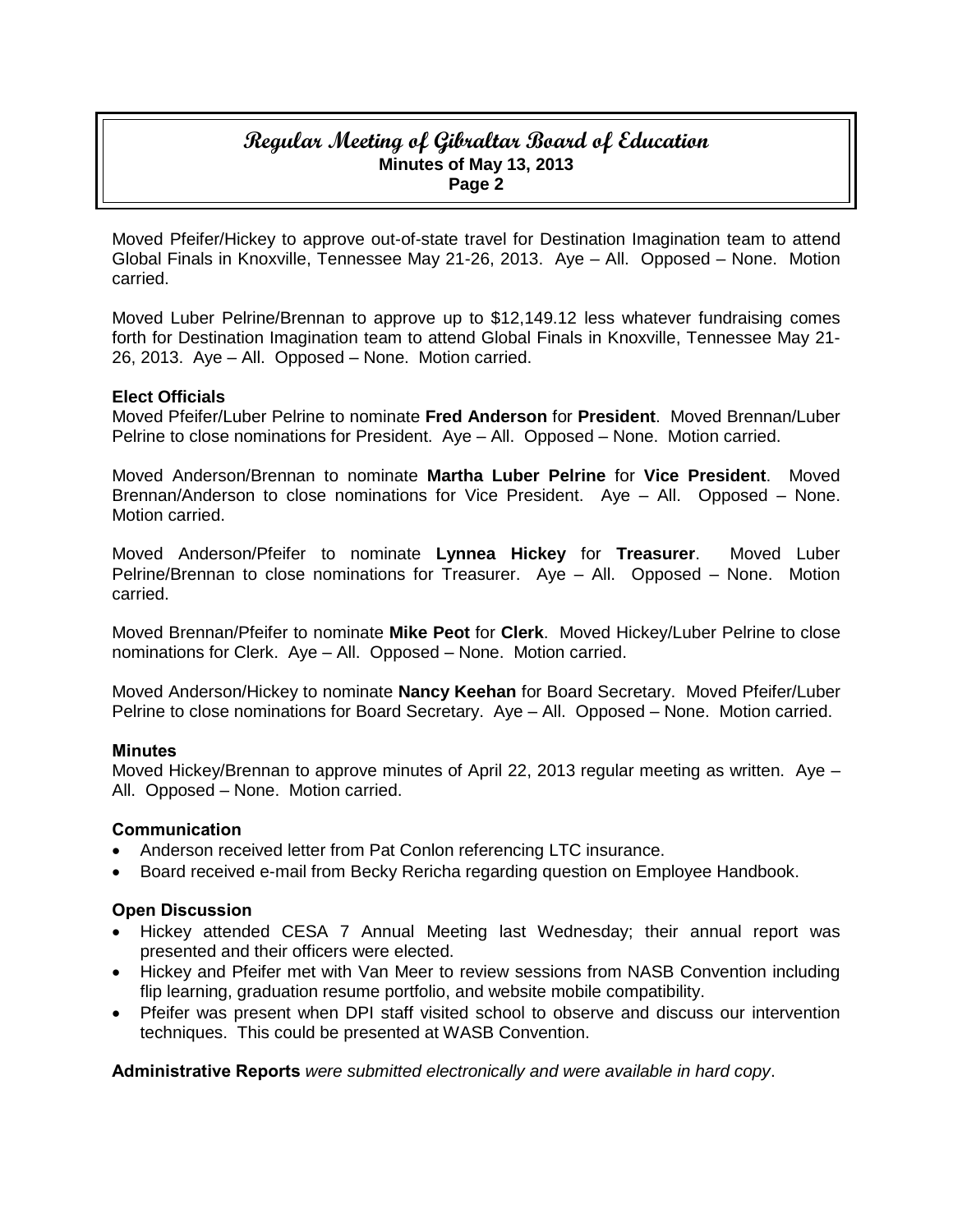Moved Pfeifer/Hickey to approve out-of-state travel for Destination Imagination team to attend Global Finals in Knoxville, Tennessee May 21-26, 2013. Aye – All. Opposed – None. Motion carried.

Moved Luber Pelrine/Brennan to approve up to $12,149.12 less whatever fundraising comes forth for Destination Imagination team to attend Global Finals in Knoxville, Tennessee May 21-26, 2013. Aye – All. Opposed – None. Motion carried.

**Elect Officials**

Moved Pfeifer/Luber Pelrine to nominate **Fred Anderson** for **President**. Moved Brennan/Luber Pelrine to close nominations for President. Aye – All. Opposed – None. Motion carried.

Moved Anderson/Brennan to nominate **Martha Luber Pelrine** for **Vice President**. Moved Brennan/Anderson to close nominations for Vice President. Aye – All. Opposed – None. Motion carried.

Moved Anderson/Pfeifer to nominate **Lynnea Hickey** for **Treasurer**. Moved Luber Pelrine/Brennan to close nominations for Treasurer. Aye – All. Opposed – None. Motion carried.

Moved Brennan/Pfeifer to nominate **Mike Peot** for **Clerk**. Moved Hickey/Luber Pelrine to close nominations for Clerk. Aye – All. Opposed – None. Motion carried.

Moved Anderson/Hickey to nominate **Nancy Keehan** for Board Secretary. Moved Pfeifer/Luber Pelrine to close nominations for Board Secretary. Aye – All. Opposed – None. Motion carried.

**Minutes**

Moved Hickey/Brennan to approve minutes of April 22, 2013 regular meeting as written. Aye – All. Opposed – None. Motion carried.

**Communication**

- Anderson received letter from Pat Conlon referencing LTC insurance.
- Board received e-mail from Becky Rericha regarding question on Employee Handbook.

**Open Discussion**

- Hickey attended CESA 7 Annual Meeting last Wednesday; their annual report was presented and their officers were elected.
- Hickey and Pfeifer met with Van Meer to review sessions from NASB Convention including flip learning, graduation resume portfolio, and website mobile compatibility.
- Pfeifer was present when DPI staff visited school to observe and discuss our intervention techniques. This could be presented at WASB Convention.

**Administrative Reports** *were submitted electronically and were available in hard copy*.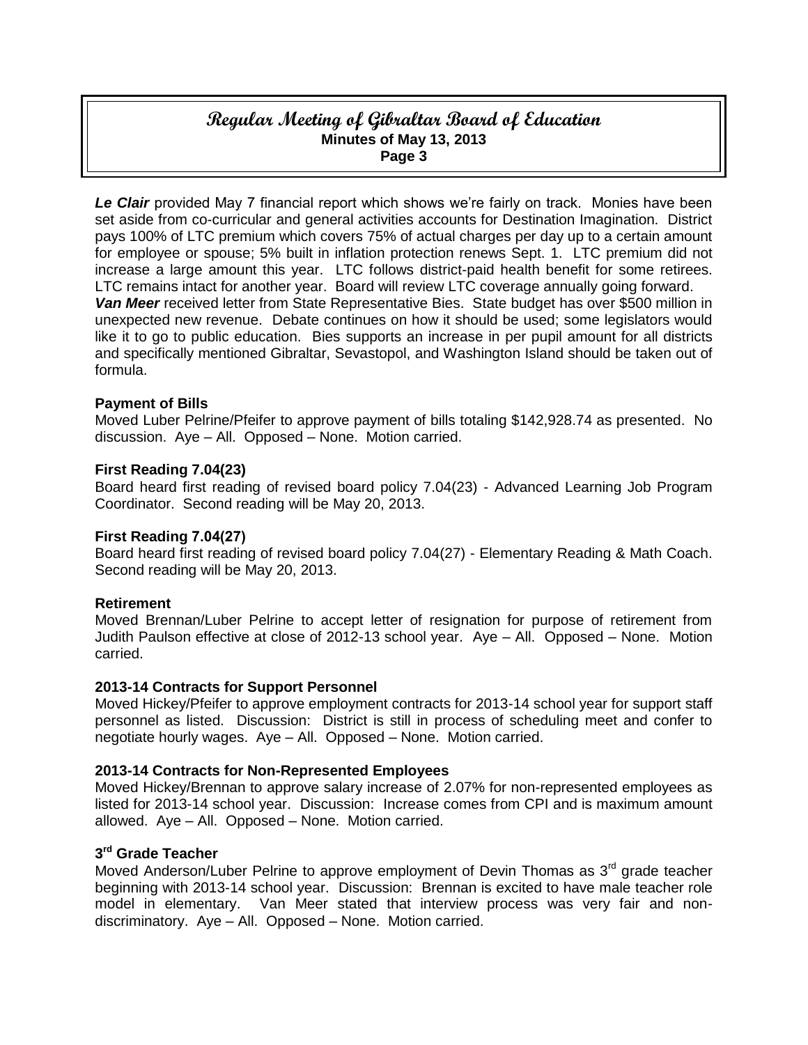***Le Clair*** provided May 7 financial report which shows we're fairly on track. Monies have been set aside from co-curricular and general activities accounts for Destination Imagination. District pays 100% of LTC premium which covers 75% of actual charges per day up to a certain amount for employee or spouse; 5% built in inflation protection renews Sept. 1. LTC premium did not increase a large amount this year. LTC follows district-paid health benefit for some retirees. LTC remains intact for another year. Board will review LTC coverage annually going forward.

***Van Meer*** received letter from State Representative Bies. State budget has over $500 million in unexpected new revenue. Debate continues on how it should be used; some legislators would like it to go to public education. Bies supports an increase in per pupil amount for all districts and specifically mentioned Gibraltar, Sevastopol, and Washington Island should be taken out of formula.

**Payment of Bills**

Moved Luber Pelrine/Pfeifer to approve payment of bills totaling $142,928.74 as presented. No discussion. Aye – All. Opposed – None. Motion carried.

**First Reading 7.04(23)**

Board heard first reading of revised board policy 7.04(23) - Advanced Learning Job Program Coordinator. Second reading will be May 20, 2013.

**First Reading 7.04(27)**

Board heard first reading of revised board policy 7.04(27) - Elementary Reading & Math Coach. Second reading will be May 20, 2013.

**Retirement**

Moved Brennan/Luber Pelrine to accept letter of resignation for purpose of retirement from Judith Paulson effective at close of 2012-13 school year. Aye – All. Opposed – None. Motion carried.

**2013-14 Contracts for Support Personnel**

Moved Hickey/Pfeifer to approve employment contracts for 2013-14 school year for support staff personnel as listed. Discussion: District is still in process of scheduling meet and confer to negotiate hourly wages. Aye – All. Opposed – None. Motion carried.

**2013-14 Contracts for Non-Represented Employees**

Moved Hickey/Brennan to approve salary increase of 2.07% for non-represented employees as listed for 2013-14 school year. Discussion: Increase comes from CPI and is maximum amount allowed. Aye – All. Opposed – None. Motion carried.

**3rd Grade Teacher**

Moved Anderson/Luber Pelrine to approve employment of Devin Thomas as 3rd grade teacher beginning with 2013-14 school year. Discussion: Brennan is excited to have male teacher role model in elementary. Van Meer stated that interview process was very fair and non-discriminatory. Aye – All. Opposed – None. Motion carried.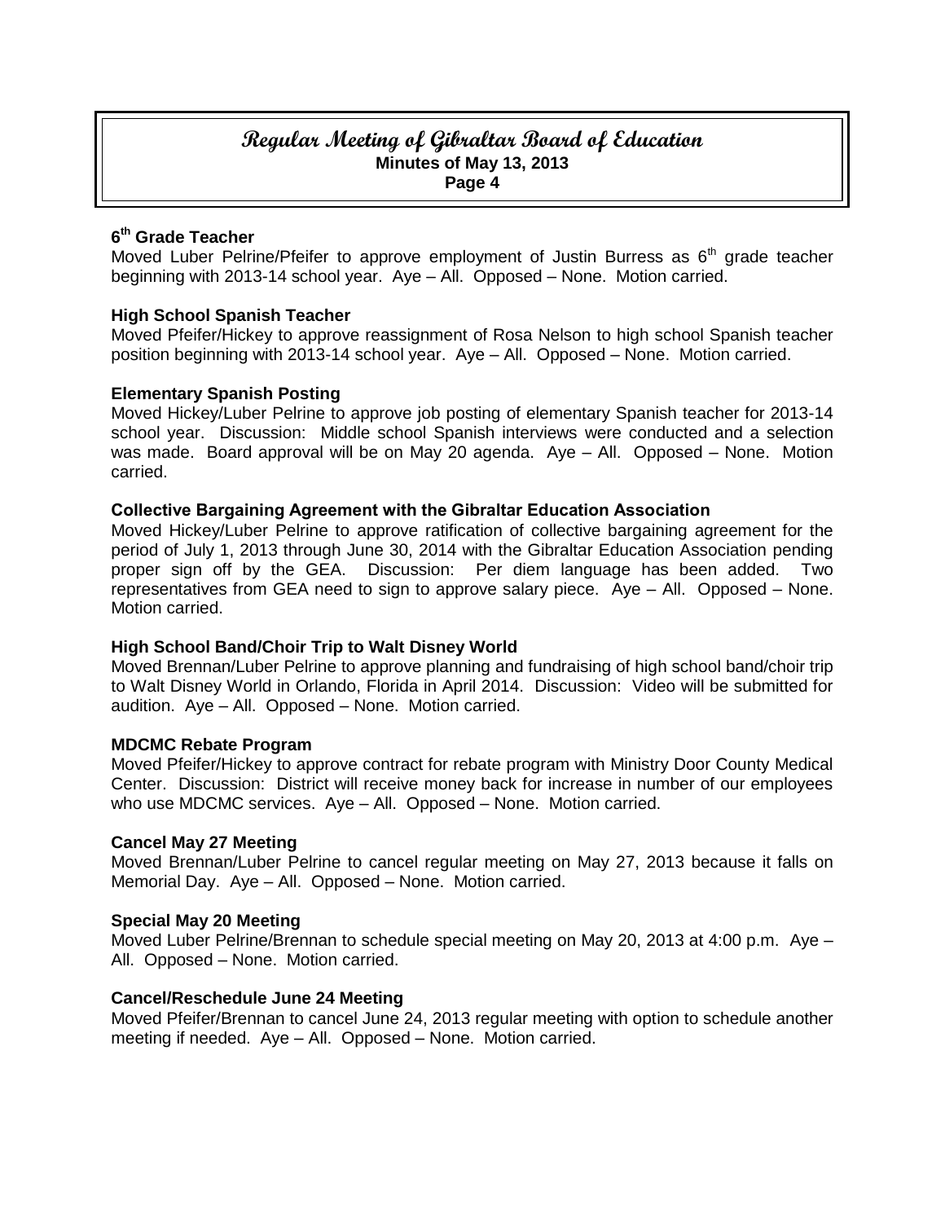### 6th Grade Teacher

Moved Luber Pelrine/Pfeifer to approve employment of Justin Burress as 6th grade teacher beginning with 2013-14 school year. Aye – All. Opposed – None. Motion carried.

### High School Spanish Teacher

Moved Pfeifer/Hickey to approve reassignment of Rosa Nelson to high school Spanish teacher position beginning with 2013-14 school year. Aye – All. Opposed – None. Motion carried.

### Elementary Spanish Posting

Moved Hickey/Luber Pelrine to approve job posting of elementary Spanish teacher for 2013-14 school year. Discussion: Middle school Spanish interviews were conducted and a selection was made. Board approval will be on May 20 agenda. Aye – All. Opposed – None. Motion carried.

### Collective Bargaining Agreement with the Gibraltar Education Association

Moved Hickey/Luber Pelrine to approve ratification of collective bargaining agreement for the period of July 1, 2013 through June 30, 2014 with the Gibraltar Education Association pending proper sign off by the GEA. Discussion: Per diem language has been added. Two representatives from GEA need to sign to approve salary piece. Aye – All. Opposed – None. Motion carried.

### High School Band/Choir Trip to Walt Disney World

Moved Brennan/Luber Pelrine to approve planning and fundraising of high school band/choir trip to Walt Disney World in Orlando, Florida in April 2014. Discussion: Video will be submitted for audition. Aye – All. Opposed – None. Motion carried.

### MDCMC Rebate Program

Moved Pfeifer/Hickey to approve contract for rebate program with Ministry Door County Medical Center. Discussion: District will receive money back for increase in number of our employees who use MDCMC services. Aye – All. Opposed – None. Motion carried.

### Cancel May 27 Meeting

Moved Brennan/Luber Pelrine to cancel regular meeting on May 27, 2013 because it falls on Memorial Day. Aye – All. Opposed – None. Motion carried.

### Special May 20 Meeting

Moved Luber Pelrine/Brennan to schedule special meeting on May 20, 2013 at 4:00 p.m. Aye – All. Opposed – None. Motion carried.

### Cancel/Reschedule June 24 Meeting

Moved Pfeifer/Brennan to cancel June 24, 2013 regular meeting with option to schedule another meeting if needed. Aye – All. Opposed – None. Motion carried.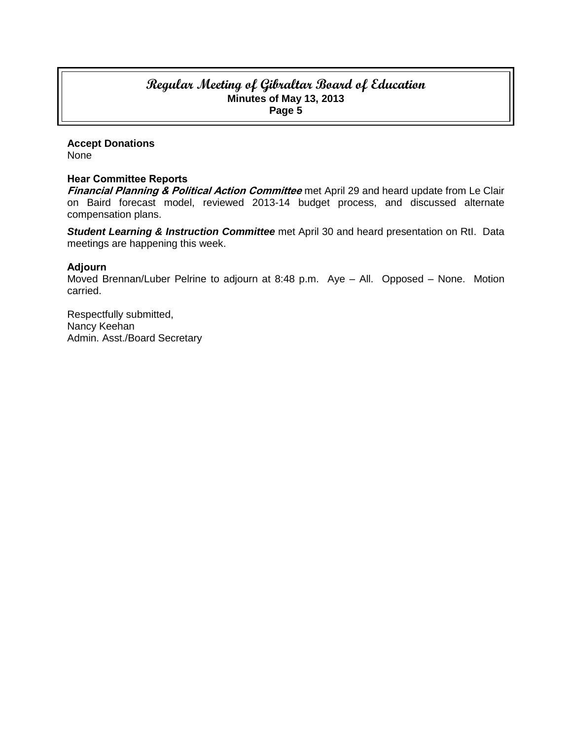**Accept Donations**
None

**Hear Committee Reports**
***Financial Planning & Political Action Committee*** met April 29 and heard update from Le Clair on Baird forecast model, reviewed 2013-14 budget process, and discussed alternate compensation plans.

***Student Learning & Instruction Committee*** met April 30 and heard presentation on RtI. Data meetings are happening this week.

**Adjourn**
Moved Brennan/Luber Pelrine to adjourn at 8:48 p.m. Aye – All. Opposed – None. Motion carried.

Respectfully submitted,
Nancy Keehan
Admin. Asst./Board Secretary